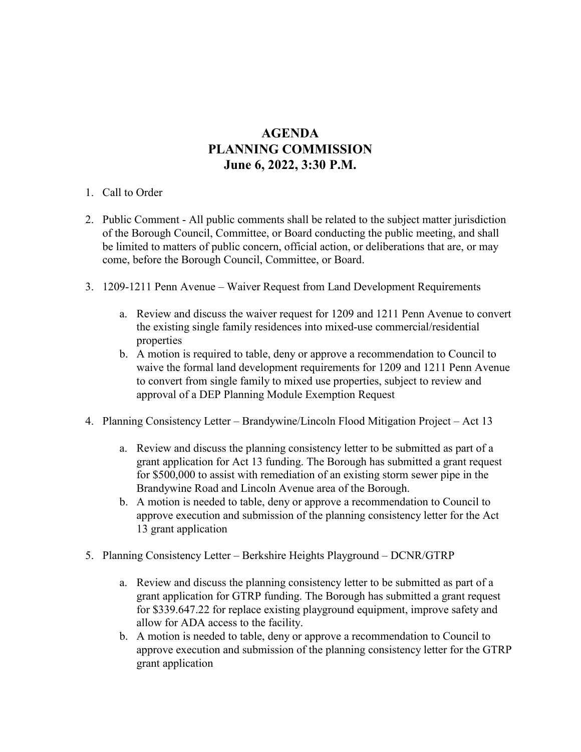# AGENDA
# PLANNING COMMISSION
# June 6, 2022, 3:30 P.M.

1. Call to Order

2. Public Comment - All public comments shall be related to the subject matter jurisdiction of the Borough Council, Committee, or Board conducting the public meeting, and shall be limited to matters of public concern, official action, or deliberations that are, or may come, before the Borough Council, Committee, or Board.

3. 1209-1211 Penn Avenue – Waiver Request from Land Development Requirements

   a. Review and discuss the waiver request for 1209 and 1211 Penn Avenue to convert the existing single family residences into mixed-use commercial/residential properties
   b. A motion is required to table, deny or approve a recommendation to Council to waive the formal land development requirements for 1209 and 1211 Penn Avenue to convert from single family to mixed use properties, subject to review and approval of a DEP Planning Module Exemption Request

4. Planning Consistency Letter – Brandywine/Lincoln Flood Mitigation Project – Act 13

   a. Review and discuss the planning consistency letter to be submitted as part of a grant application for Act 13 funding. The Borough has submitted a grant request for $500,000 to assist with remediation of an existing storm sewer pipe in the Brandywine Road and Lincoln Avenue area of the Borough.
   b. A motion is needed to table, deny or approve a recommendation to Council to approve execution and submission of the planning consistency letter for the Act 13 grant application

5. Planning Consistency Letter – Berkshire Heights Playground – DCNR/GTRP

   a. Review and discuss the planning consistency letter to be submitted as part of a grant application for GTRP funding. The Borough has submitted a grant request for $339.647.22 for replace existing playground equipment, improve safety and allow for ADA access to the facility.
   b. A motion is needed to table, deny or approve a recommendation to Council to approve execution and submission of the planning consistency letter for the GTRP grant application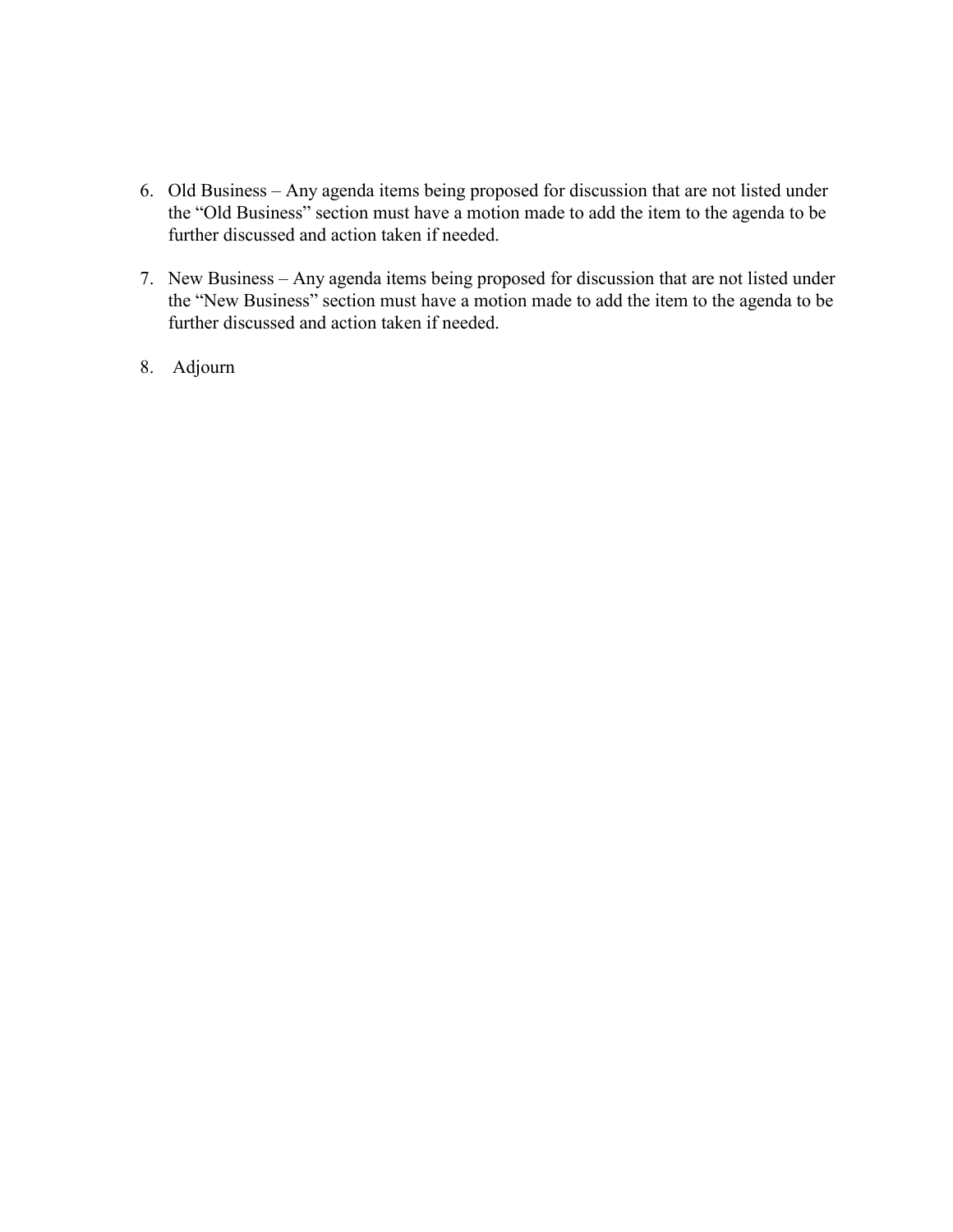6. Old Business – Any agenda items being proposed for discussion that are not listed under the "Old Business" section must have a motion made to add the item to the agenda to be further discussed and action taken if needed.

7. New Business – Any agenda items being proposed for discussion that are not listed under the "New Business" section must have a motion made to add the item to the agenda to be further discussed and action taken if needed.

8. Adjourn